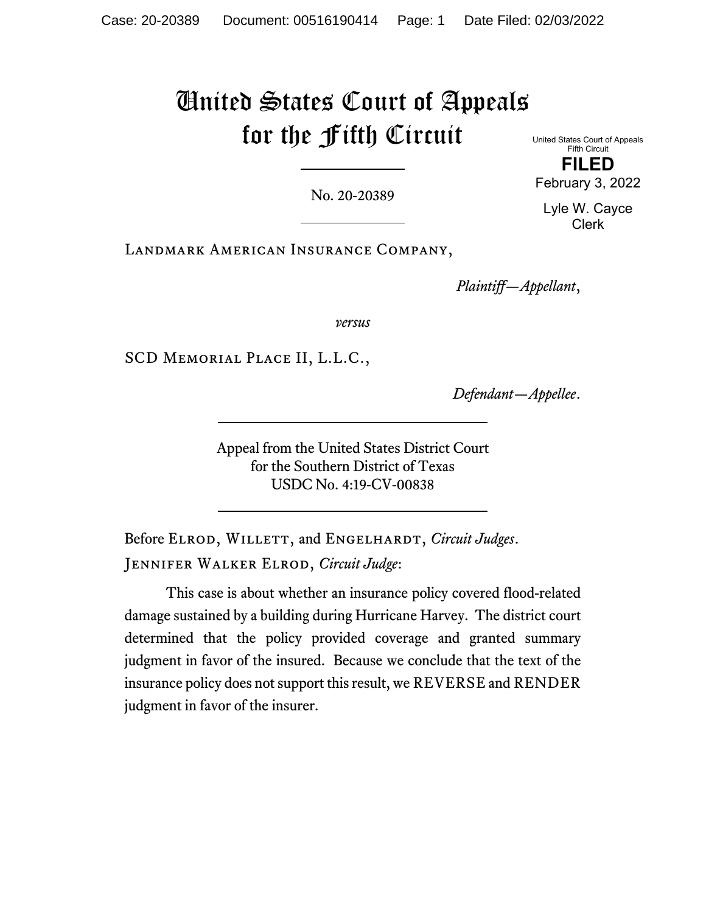# United States Court of Appeals for the Fifth Circuit

United States Court of Appeals
Fifth Circuit

**FILED**

February 3, 2022

Lyle W. Cayce
Clerk

No. 20-20389

Landmark American Insurance Company,

*Plaintiff—Appellant*,

*versus*

SCD Memorial Place II, L.L.C.,

*Defendant—Appellee*.

Appeal from the United States District Court
for the Southern District of Texas
USDC No. 4:19-CV-00838

Before Elrod, Willett, and Engelhardt, *Circuit Judges*.

Jennifer Walker Elrod, *Circuit Judge*:

This case is about whether an insurance policy covered flood-related damage sustained by a building during Hurricane Harvey. The district court determined that the policy provided coverage and granted summary judgment in favor of the insured. Because we conclude that the text of the insurance policy does not support this result, we REVERSE and RENDER judgment in favor of the insurer.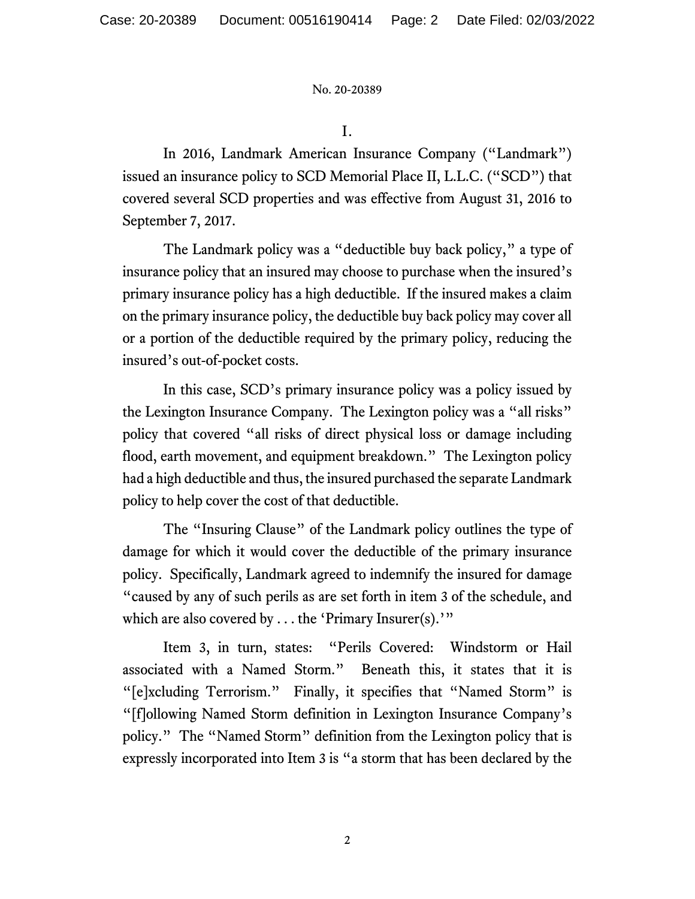I.

In 2016, Landmark American Insurance Company ("Landmark") issued an insurance policy to SCD Memorial Place II, L.L.C. ("SCD") that covered several SCD properties and was effective from August 31, 2016 to September 7, 2017.

The Landmark policy was a "deductible buy back policy," a type of insurance policy that an insured may choose to purchase when the insured's primary insurance policy has a high deductible. If the insured makes a claim on the primary insurance policy, the deductible buy back policy may cover all or a portion of the deductible required by the primary policy, reducing the insured's out-of-pocket costs.

In this case, SCD's primary insurance policy was a policy issued by the Lexington Insurance Company. The Lexington policy was a "all risks" policy that covered "all risks of direct physical loss or damage including flood, earth movement, and equipment breakdown." The Lexington policy had a high deductible and thus, the insured purchased the separate Landmark policy to help cover the cost of that deductible.

The "Insuring Clause" of the Landmark policy outlines the type of damage for which it would cover the deductible of the primary insurance policy. Specifically, Landmark agreed to indemnify the insured for damage "caused by any of such perils as are set forth in item 3 of the schedule, and which are also covered by . . . the 'Primary Insurer(s).'"

Item 3, in turn, states: "Perils Covered: Windstorm or Hail associated with a Named Storm." Beneath this, it states that it is "[e]xcluding Terrorism." Finally, it specifies that "Named Storm" is "[f]ollowing Named Storm definition in Lexington Insurance Company's policy." The "Named Storm" definition from the Lexington policy that is expressly incorporated into Item 3 is "a storm that has been declared by the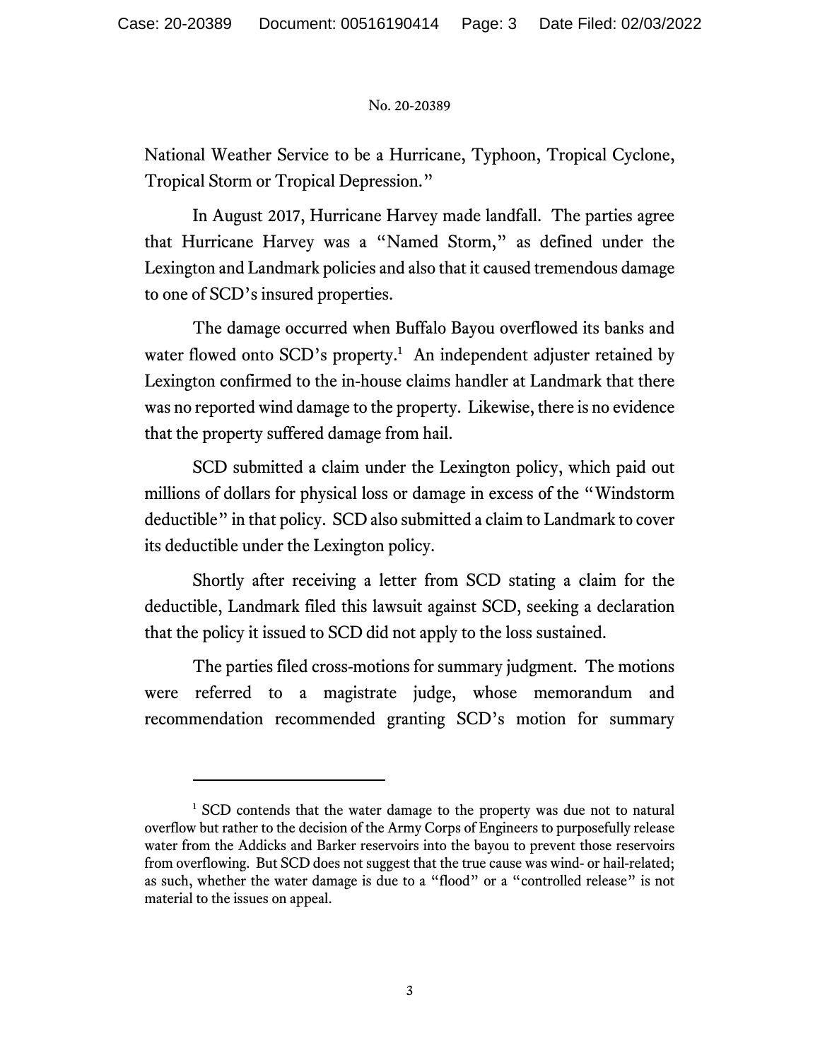National Weather Service to be a Hurricane, Typhoon, Tropical Cyclone, Tropical Storm or Tropical Depression."

In August 2017, Hurricane Harvey made landfall. The parties agree that Hurricane Harvey was a "Named Storm," as defined under the Lexington and Landmark policies and also that it caused tremendous damage to one of SCD's insured properties.

The damage occurred when Buffalo Bayou overflowed its banks and water flowed onto SCD's property.[1] An independent adjuster retained by Lexington confirmed to the in-house claims handler at Landmark that there was no reported wind damage to the property. Likewise, there is no evidence that the property suffered damage from hail.

SCD submitted a claim under the Lexington policy, which paid out millions of dollars for physical loss or damage in excess of the "Windstorm deductible" in that policy. SCD also submitted a claim to Landmark to cover its deductible under the Lexington policy.

Shortly after receiving a letter from SCD stating a claim for the deductible, Landmark filed this lawsuit against SCD, seeking a declaration that the policy it issued to SCD did not apply to the loss sustained.

The parties filed cross-motions for summary judgment. The motions were referred to a magistrate judge, whose memorandum and recommendation recommended granting SCD's motion for summary

---

[1] SCD contends that the water damage to the property was due not to natural overflow but rather to the decision of the Army Corps of Engineers to purposefully release water from the Addicks and Barker reservoirs into the bayou to prevent those reservoirs from overflowing. But SCD does not suggest that the true cause was wind- or hail-related; as such, whether the water damage is due to a "flood" or a "controlled release" is not material to the issues on appeal.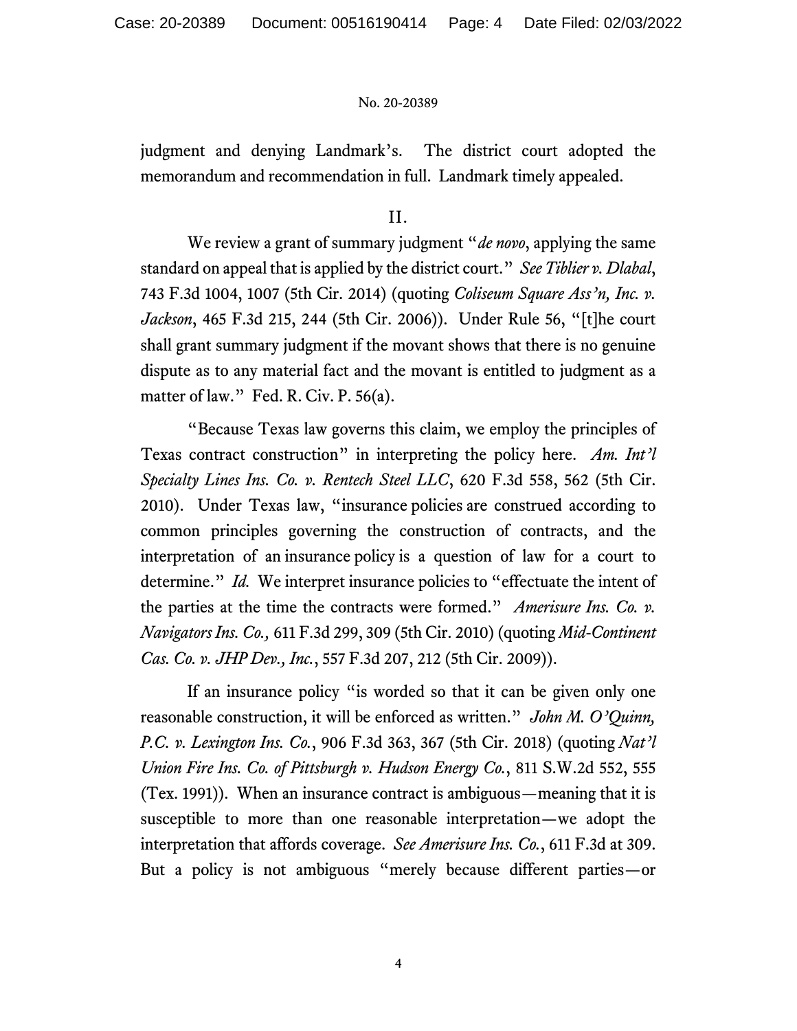judgment and denying Landmark's. The district court adopted the memorandum and recommendation in full. Landmark timely appealed.

## II.

We review a grant of summary judgment "*de novo*, applying the same standard on appeal that is applied by the district court." *See Tiblier v. Dlabal*, 743 F.3d 1004, 1007 (5th Cir. 2014) (quoting *Coliseum Square Ass'n, Inc. v. Jackson*, 465 F.3d 215, 244 (5th Cir. 2006)). Under Rule 56, "[t]he court shall grant summary judgment if the movant shows that there is no genuine dispute as to any material fact and the movant is entitled to judgment as a matter of law." Fed. R. Civ. P. 56(a).

"Because Texas law governs this claim, we employ the principles of Texas contract construction" in interpreting the policy here. *Am. Int'l Specialty Lines Ins. Co. v. Rentech Steel LLC*, 620 F.3d 558, 562 (5th Cir. 2010). Under Texas law, "insurance policies are construed according to common principles governing the construction of contracts, and the interpretation of an insurance policy is a question of law for a court to determine." *Id.* We interpret insurance policies to "effectuate the intent of the parties at the time the contracts were formed." *Amerisure Ins. Co. v. Navigators Ins. Co.,* 611 F.3d 299, 309 (5th Cir. 2010) (quoting *Mid-Continent Cas. Co. v. JHP Dev., Inc.*, 557 F.3d 207, 212 (5th Cir. 2009)).

If an insurance policy "is worded so that it can be given only one reasonable construction, it will be enforced as written." *John M. O'Quinn, P.C. v. Lexington Ins. Co.*, 906 F.3d 363, 367 (5th Cir. 2018) (quoting *Nat'l Union Fire Ins. Co. of Pittsburgh v. Hudson Energy Co.*, 811 S.W.2d 552, 555 (Tex. 1991)). When an insurance contract is ambiguous—meaning that it is susceptible to more than one reasonable interpretation—we adopt the interpretation that affords coverage. *See Amerisure Ins. Co.*, 611 F.3d at 309. But a policy is not ambiguous "merely because different parties—or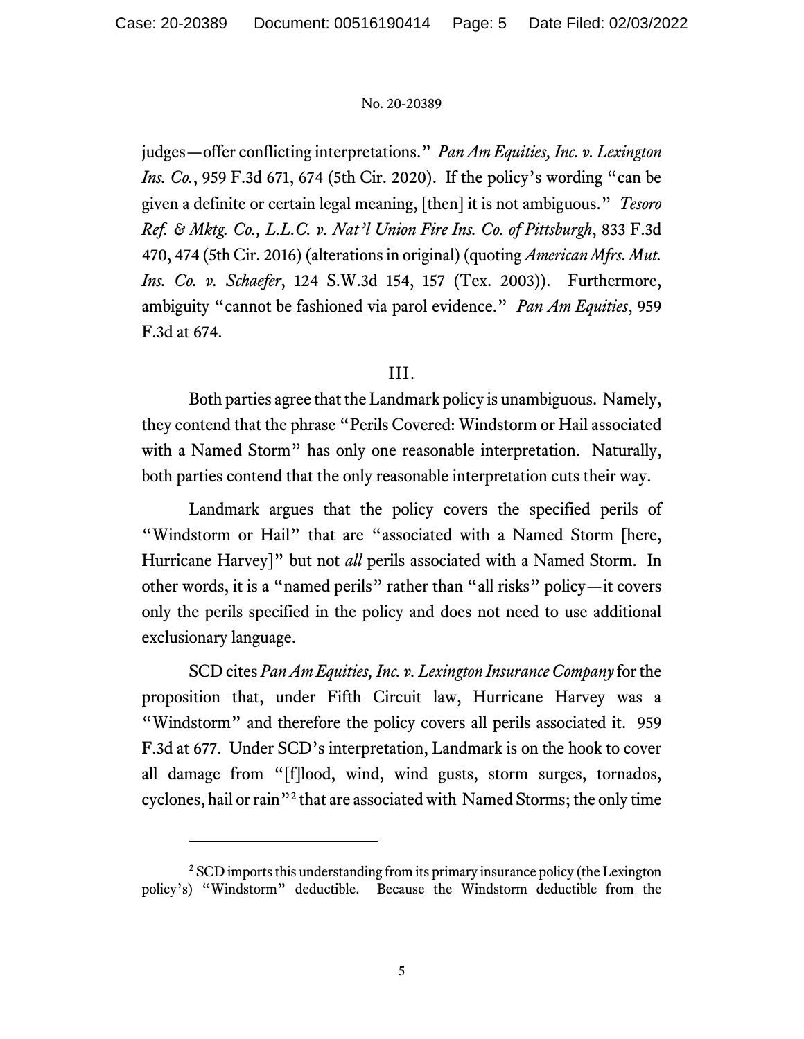judges—offer conflicting interpretations." *Pan Am Equities, Inc. v. Lexington Ins. Co.*, 959 F.3d 671, 674 (5th Cir. 2020). If the policy's wording "can be given a definite or certain legal meaning, [then] it is not ambiguous." *Tesoro Ref. & Mktg. Co., L.L.C. v. Nat'l Union Fire Ins. Co. of Pittsburgh*, 833 F.3d 470, 474 (5th Cir. 2016) (alterations in original) (quoting *American Mfrs. Mut. Ins. Co. v. Schaefer*, 124 S.W.3d 154, 157 (Tex. 2003)). Furthermore, ambiguity "cannot be fashioned via parol evidence." *Pan Am Equities*, 959 F.3d at 674.

## III.

Both parties agree that the Landmark policy is unambiguous. Namely, they contend that the phrase "Perils Covered: Windstorm or Hail associated with a Named Storm" has only one reasonable interpretation. Naturally, both parties contend that the only reasonable interpretation cuts their way.

Landmark argues that the policy covers the specified perils of "Windstorm or Hail" that are "associated with a Named Storm [here, Hurricane Harvey]" but not *all* perils associated with a Named Storm. In other words, it is a "named perils" rather than "all risks" policy—it covers only the perils specified in the policy and does not need to use additional exclusionary language.

SCD cites *Pan Am Equities, Inc. v. Lexington Insurance Company* for the proposition that, under Fifth Circuit law, Hurricane Harvey was a "Windstorm" and therefore the policy covers all perils associated it. 959 F.3d at 677. Under SCD's interpretation, Landmark is on the hook to cover all damage from "[f]lood, wind, wind gusts, storm surges, tornados, cyclones, hail or rain"[2] that are associated with Named Storms; the only time

[2] SCD imports this understanding from its primary insurance policy (the Lexington policy's) "Windstorm" deductible. Because the Windstorm deductible from the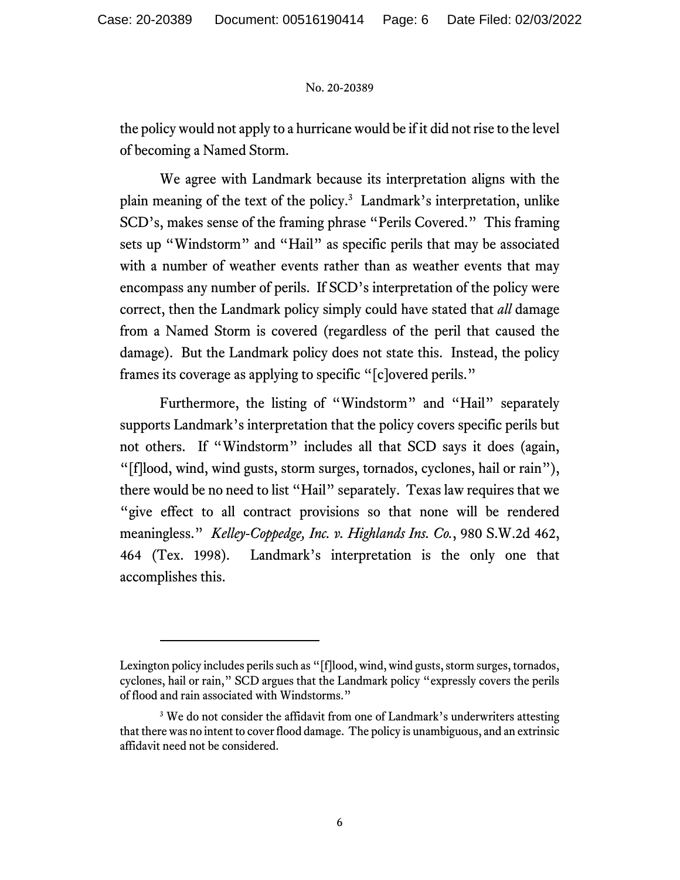the policy would not apply to a hurricane would be if it did not rise to the level of becoming a Named Storm.

We agree with Landmark because its interpretation aligns with the plain meaning of the text of the policy.[3] Landmark's interpretation, unlike SCD's, makes sense of the framing phrase "Perils Covered." This framing sets up "Windstorm" and "Hail" as specific perils that may be associated with a number of weather events rather than as weather events that may encompass any number of perils. If SCD's interpretation of the policy were correct, then the Landmark policy simply could have stated that *all* damage from a Named Storm is covered (regardless of the peril that caused the damage). But the Landmark policy does not state this. Instead, the policy frames its coverage as applying to specific "[c]overed perils."

Furthermore, the listing of "Windstorm" and "Hail" separately supports Landmark's interpretation that the policy covers specific perils but not others. If "Windstorm" includes all that SCD says it does (again, "[f]lood, wind, wind gusts, storm surges, tornados, cyclones, hail or rain"), there would be no need to list "Hail" separately. Texas law requires that we "give effect to all contract provisions so that none will be rendered meaningless." *Kelley-Coppedge, Inc. v. Highlands Ins. Co.*, 980 S.W.2d 462, 464 (Tex. 1998). Landmark's interpretation is the only one that accomplishes this.

---

Lexington policy includes perils such as "[f]lood, wind, wind gusts, storm surges, tornados, cyclones, hail or rain," SCD argues that the Landmark policy "expressly covers the perils of flood and rain associated with Windstorms."

[3] We do not consider the affidavit from one of Landmark's underwriters attesting that there was no intent to cover flood damage. The policy is unambiguous, and an extrinsic affidavit need not be considered.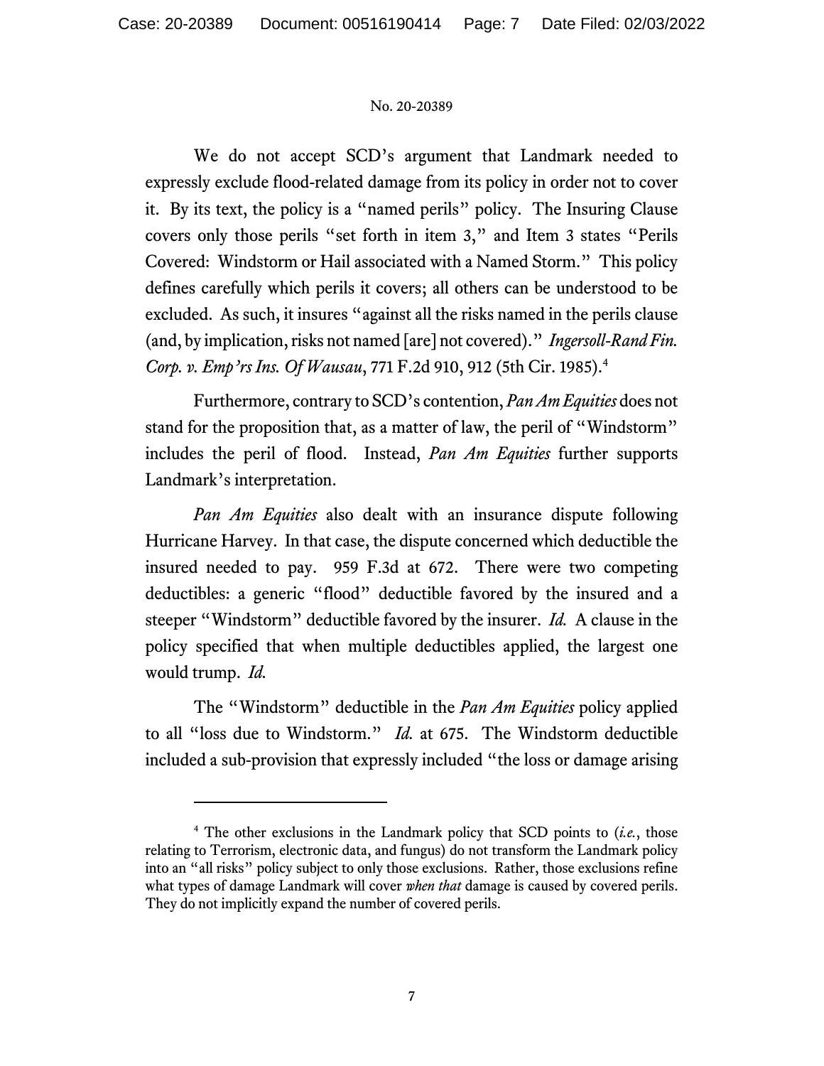We do not accept SCD's argument that Landmark needed to expressly exclude flood-related damage from its policy in order not to cover it. By its text, the policy is a "named perils" policy. The Insuring Clause covers only those perils "set forth in item 3," and Item 3 states "Perils Covered: Windstorm or Hail associated with a Named Storm." This policy defines carefully which perils it covers; all others can be understood to be excluded. As such, it insures "against all the risks named in the perils clause (and, by implication, risks not named [are] not covered)." *Ingersoll-Rand Fin. Corp. v. Emp'rs Ins. Of Wausau*, 771 F.2d 910, 912 (5th Cir. 1985).[4]

Furthermore, contrary to SCD's contention, *Pan Am Equities* does not stand for the proposition that, as a matter of law, the peril of "Windstorm" includes the peril of flood. Instead, *Pan Am Equities* further supports Landmark's interpretation.

*Pan Am Equities* also dealt with an insurance dispute following Hurricane Harvey. In that case, the dispute concerned which deductible the insured needed to pay. 959 F.3d at 672. There were two competing deductibles: a generic "flood" deductible favored by the insured and a steeper "Windstorm" deductible favored by the insurer. *Id.* A clause in the policy specified that when multiple deductibles applied, the largest one would trump. *Id.*

The "Windstorm" deductible in the *Pan Am Equities* policy applied to all "loss due to Windstorm." *Id.* at 675. The Windstorm deductible included a sub-provision that expressly included "the loss or damage arising

---

[4] The other exclusions in the Landmark policy that SCD points to (*i.e.*, those relating to Terrorism, electronic data, and fungus) do not transform the Landmark policy into an "all risks" policy subject to only those exclusions. Rather, those exclusions refine what types of damage Landmark will cover *when that* damage is caused by covered perils. They do not implicitly expand the number of covered perils.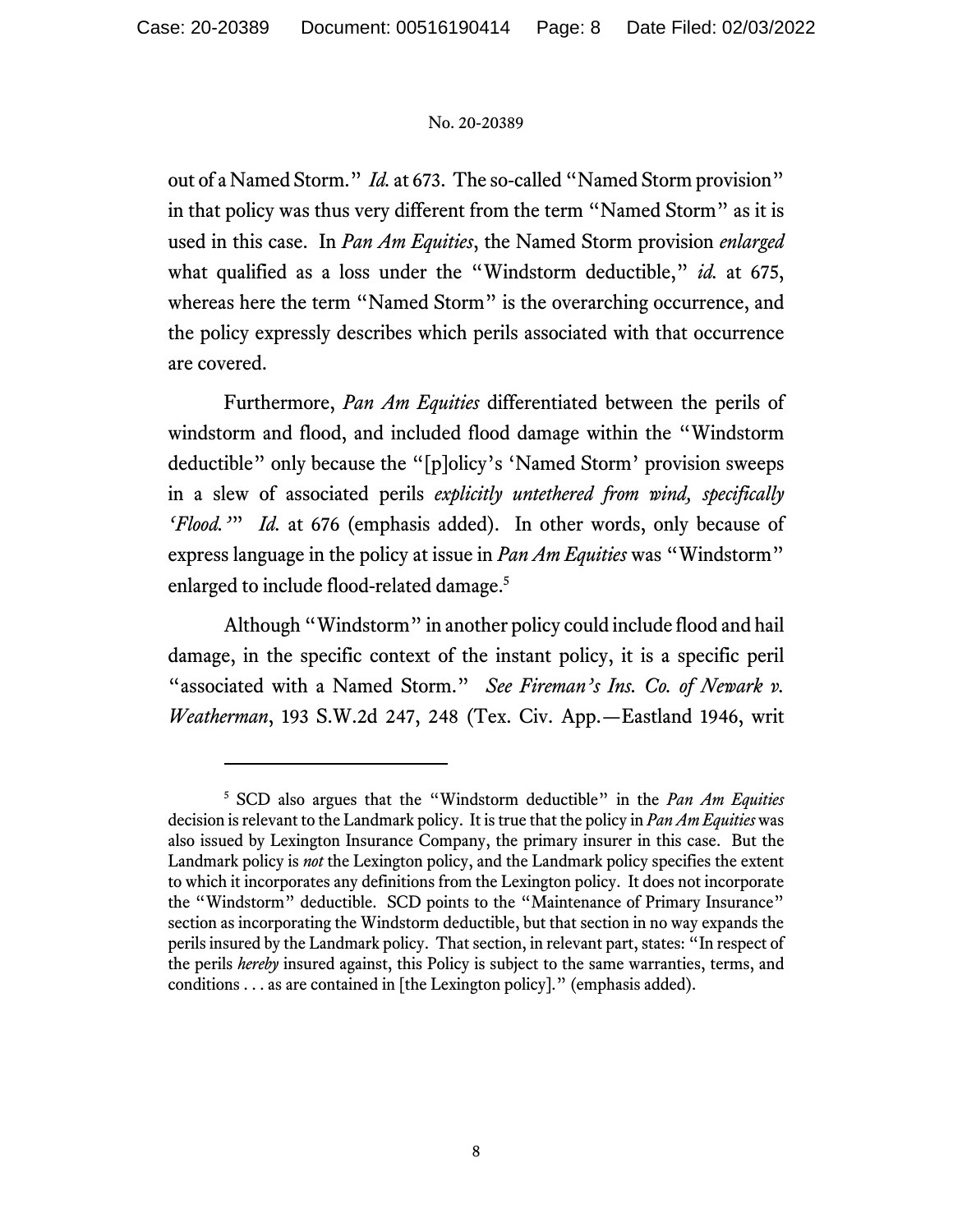out of a Named Storm." *Id.* at 673. The so-called "Named Storm provision" in that policy was thus very different from the term "Named Storm" as it is used in this case. In *Pan Am Equities*, the Named Storm provision *enlarged* what qualified as a loss under the "Windstorm deductible," *id.* at 675, whereas here the term "Named Storm" is the overarching occurrence, and the policy expressly describes which perils associated with that occurrence are covered.

Furthermore, *Pan Am Equities* differentiated between the perils of windstorm and flood, and included flood damage within the "Windstorm deductible" only because the "[p]olicy's 'Named Storm' provision sweeps in a slew of associated perils *explicitly untethered from wind, specifically 'Flood.'*" *Id.* at 676 (emphasis added). In other words, only because of express language in the policy at issue in *Pan Am Equities* was "Windstorm" enlarged to include flood-related damage.[5]

Although "Windstorm" in another policy could include flood and hail damage, in the specific context of the instant policy, it is a specific peril "associated with a Named Storm." *See Fireman's Ins. Co. of Newark v. Weatherman*, 193 S.W.2d 247, 248 (Tex. Civ. App.—Eastland 1946, writ

[5] SCD also argues that the "Windstorm deductible" in the *Pan Am Equities* decision is relevant to the Landmark policy. It is true that the policy in *Pan Am Equities* was also issued by Lexington Insurance Company, the primary insurer in this case. But the Landmark policy is *not* the Lexington policy, and the Landmark policy specifies the extent to which it incorporates any definitions from the Lexington policy. It does not incorporate the "Windstorm" deductible. SCD points to the "Maintenance of Primary Insurance" section as incorporating the Windstorm deductible, but that section in no way expands the perils insured by the Landmark policy. That section, in relevant part, states: "In respect of the perils *hereby* insured against, this Policy is subject to the same warranties, terms, and conditions . . . as are contained in [the Lexington policy]." (emphasis added).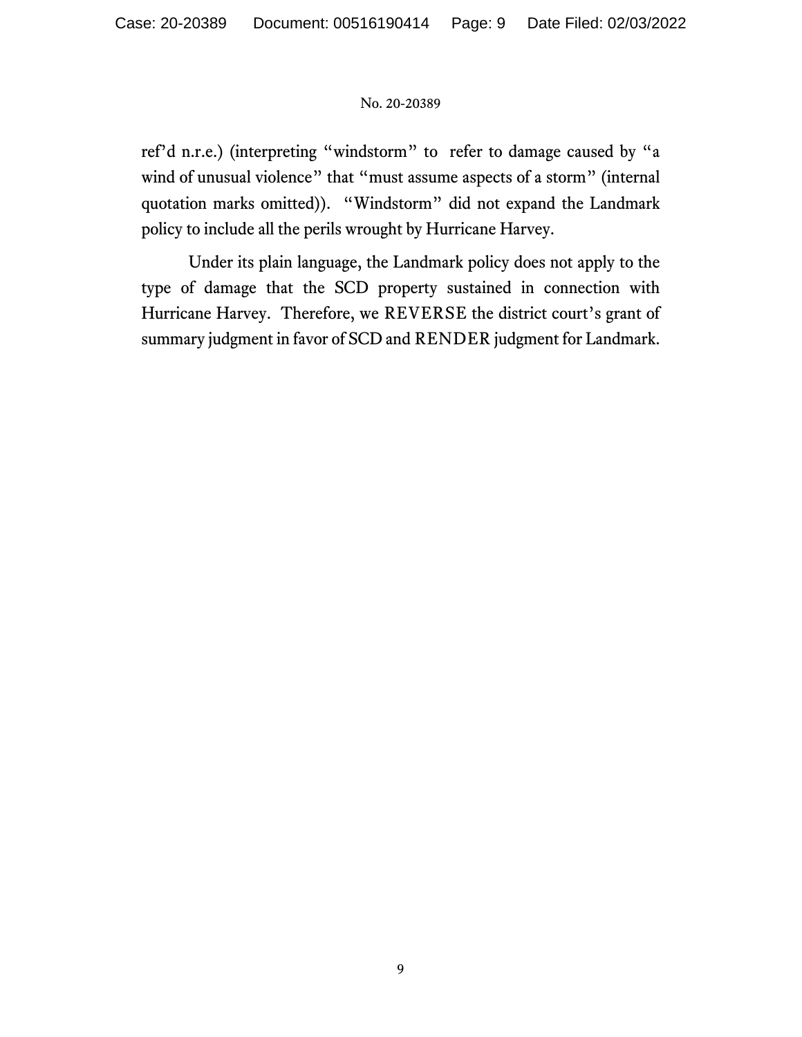ref'd n.r.e.) (interpreting "windstorm" to refer to damage caused by "a wind of unusual violence" that "must assume aspects of a storm" (internal quotation marks omitted)). "Windstorm" did not expand the Landmark policy to include all the perils wrought by Hurricane Harvey.

Under its plain language, the Landmark policy does not apply to the type of damage that the SCD property sustained in connection with Hurricane Harvey. Therefore, we REVERSE the district court's grant of summary judgment in favor of SCD and RENDER judgment for Landmark.